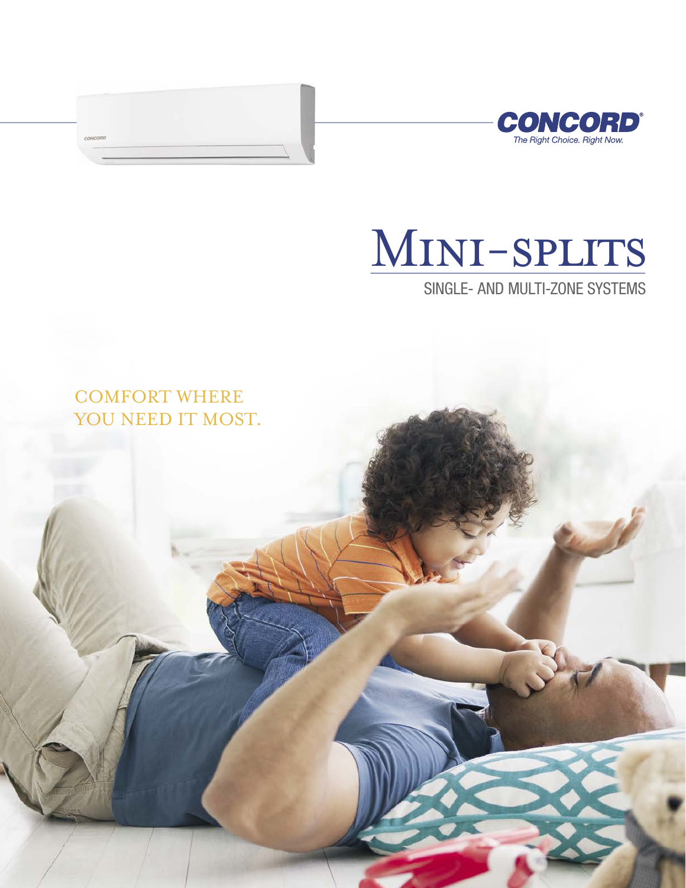**CONCORD®**
*The Right Choice. Right Now.*

# MINI-SPLITS

## SINGLE- AND MULTI-ZONE SYSTEMS

COMFORT WHERE YOU NEED IT MOST.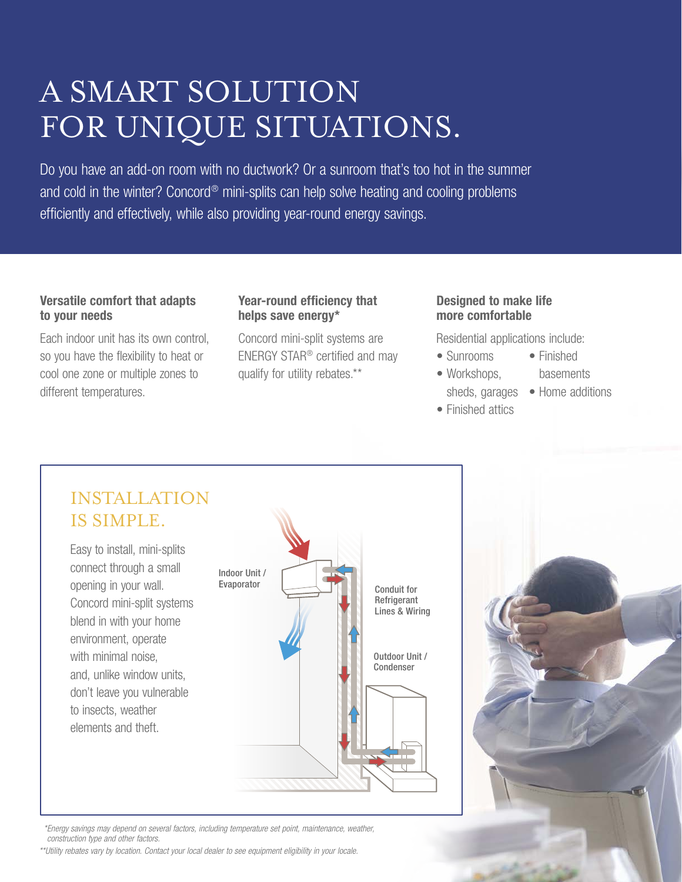# A SMART SOLUTION FOR UNIQUE SITUATIONS.

Do you have an add-on room with no ductwork? Or a sunroom that's too hot in the summer and cold in the winter? Concord® mini-splits can help solve heating and cooling problems efficiently and effectively, while also providing year-round energy savings.

### Versatile comfort that adapts to your needs

Each indoor unit has its own control, so you have the flexibility to heat or cool one zone or multiple zones to different temperatures.

### Year-round efficiency that helps save energy*

Concord mini-split systems are ENERGY STAR® certified and may qualify for utility rebates.**

### Designed to make life more comfortable

Residential applications include:

- Sunrooms
- Workshops, sheds, garages
- Finished attics
- Finished basements
- Home additions

## INSTALLATION IS SIMPLE.

Easy to install, mini-splits connect through a small opening in your wall. Concord mini-split systems blend in with your home environment, operate with minimal noise, and, unlike window units, don't leave you vulnerable to insects, weather elements and theft.

Indoor Unit / Evaporator

Conduit for Refrigerant Lines & Wiring

Outdoor Unit / Condenser

*\*Energy savings may depend on several factors, including temperature set point, maintenance, weather, construction type and other factors.*

*\*\*Utility rebates vary by location. Contact your local dealer to see equipment eligibility in your locale.*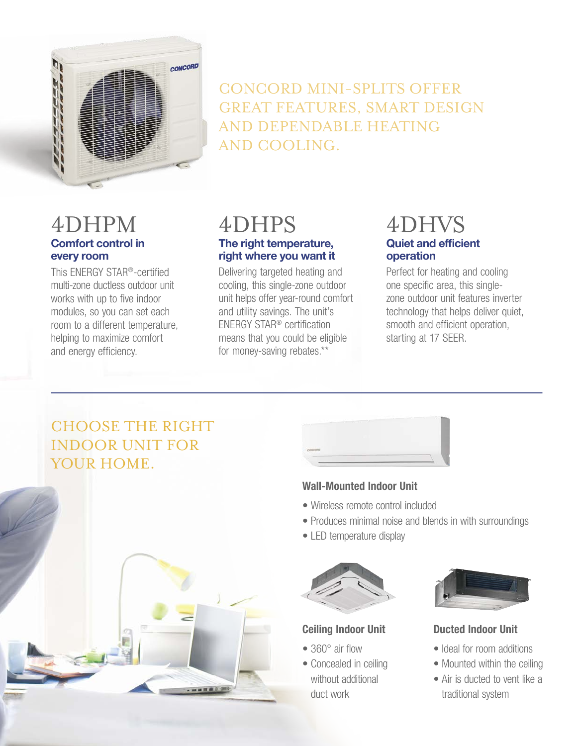# CONCORD MINI-SPLITS OFFER GREAT FEATURES, SMART DESIGN AND DEPENDABLE HEATING AND COOLING.

## 4DHPM

**Comfort control in every room**

This ENERGY STAR®-certified multi-zone ductless outdoor unit works with up to five indoor modules, so you can set each room to a different temperature, helping to maximize comfort and energy efficiency.

## 4DHPS

**The right temperature, right where you want it**

Delivering targeted heating and cooling, this single-zone outdoor unit helps offer year-round comfort and utility savings. The unit's ENERGY STAR® certification means that you could be eligible for money-saving rebates.**

## 4DHVS

**Quiet and efficient operation**

Perfect for heating and cooling one specific area, this single-zone outdoor unit features inverter technology that helps deliver quiet, smooth and efficient operation, starting at 17 SEER.

---

# CHOOSE THE RIGHT INDOOR UNIT FOR YOUR HOME.

### Wall-Mounted Indoor Unit

- Wireless remote control included
- Produces minimal noise and blends in with surroundings
- LED temperature display

### Ceiling Indoor Unit

- 360° air flow
- Concealed in ceiling without additional duct work

### Ducted Indoor Unit

- Ideal for room additions
- Mounted within the ceiling
- Air is ducted to vent like a traditional system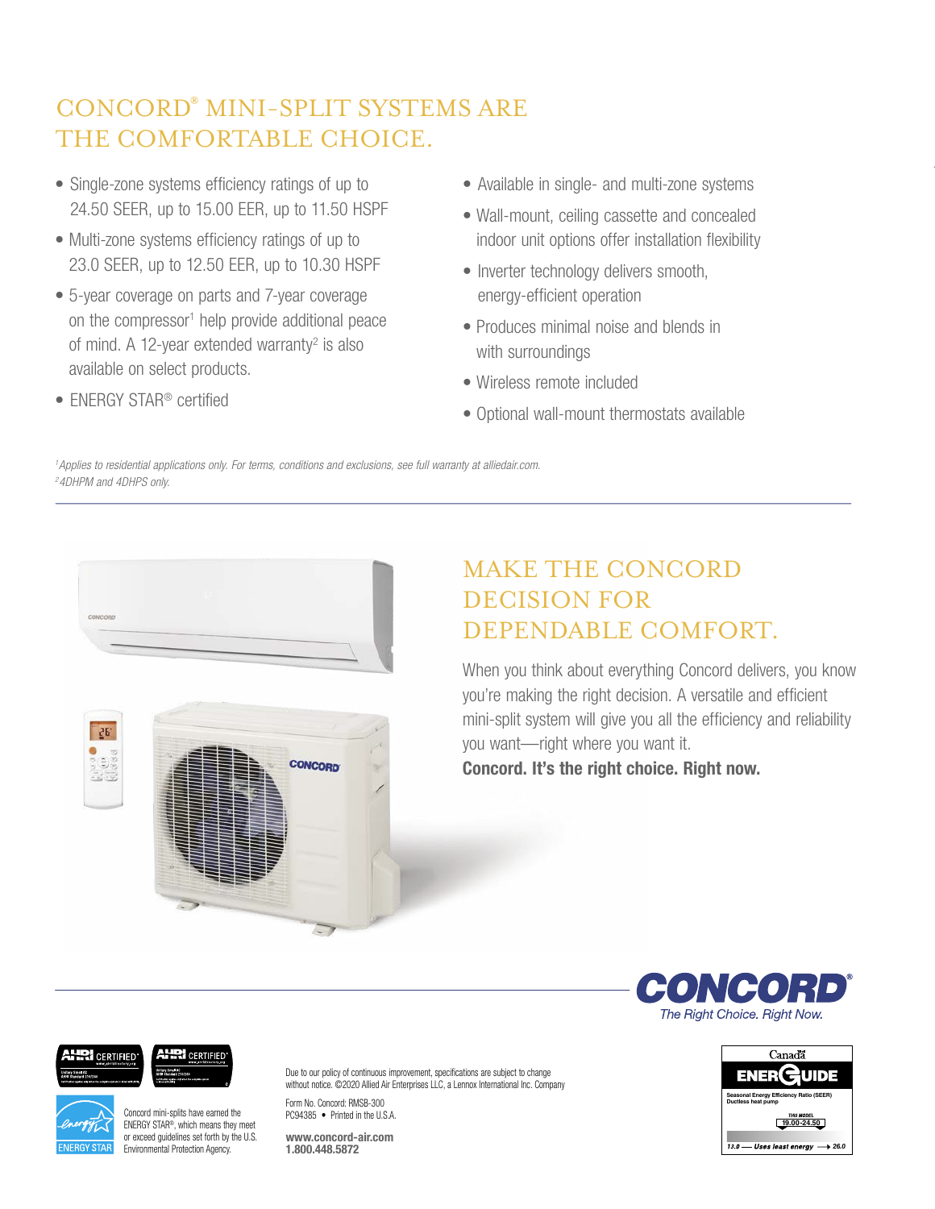# CONCORD® MINI-SPLIT SYSTEMS ARE THE COMFORTABLE CHOICE.

- Single-zone systems efficiency ratings of up to 24.50 SEER, up to 15.00 EER, up to 11.50 HSPF
- Multi-zone systems efficiency ratings of up to 23.0 SEER, up to 12.50 EER, up to 10.30 HSPF
- 5-year coverage on parts and 7-year coverage on the compressor[1] help provide additional peace of mind. A 12-year extended warranty[2] is also available on select products.
- ENERGY STAR® certified
- Available in single- and multi-zone systems
- Wall-mount, ceiling cassette and concealed indoor unit options offer installation flexibility
- Inverter technology delivers smooth, energy-efficient operation
- Produces minimal noise and blends in with surroundings
- Wireless remote included
- Optional wall-mount thermostats available

*[1]Applies to residential applications only. For terms, conditions and exclusions, see full warranty at alliedair.com.*
*[2]4DHPM and 4DHPS only.*

## MAKE THE CONCORD DECISION FOR DEPENDABLE COMFORT.

When you think about everything Concord delivers, you know you're making the right decision. A versatile and efficient mini-split system will give you all the efficiency and reliability you want—right where you want it.

**Concord. It's the right choice. Right now.**

CONCORD®
The Right Choice. Right Now.

AHRI CERTIFIED® AHRI CERTIFIED®

Concord mini-splits have earned the ENERGY STAR®, which means they meet or exceed guidelines set forth by the U.S. Environmental Protection Agency.

Due to our policy of continuous improvement, specifications are subject to change without notice. ©2020 Allied Air Enterprises LLC, a Lennox International Inc. Company

Form No. Concord: RMSB-300
PC94385 • Printed in the U.S.A.

**www.concord-air.com**
**1.800.448.5872**

Canada
ENERGUIDE
Seasonal Energy Efficiency Ratio (SEER)
Ductless heat pump
THIS MODEL
19.00-24.50
13.0 — Uses least energy → 26.0